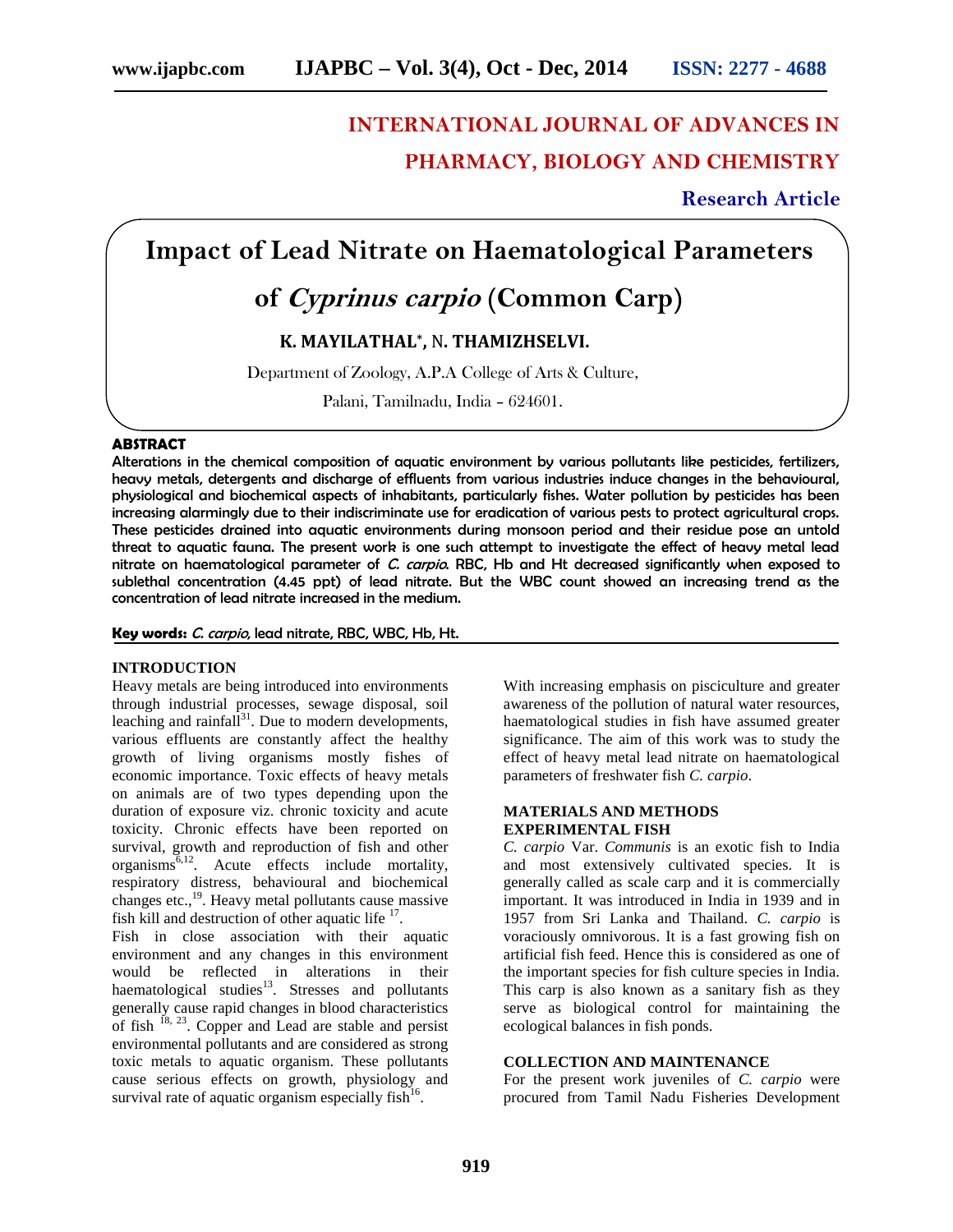# INTERNATIONAL JOURNAL OF ADVANCES IN PHARMACY, BIOLOGY AND CHEMISTRY

**Research Article**

# Impact of Lead Nitrate on Haematological Parameters of *Cyprinus carpio* (Common Carp)

**K. MAYILATHAL\*, N. THAMIZHSELVI.**

Department of Zoology, A.P.A College of Arts & Culture,

Palani, Tamilnadu, India – 624601.

## ABSTRACT

**Alterations in the chemical composition of aquatic environment by various pollutants like pesticides, fertilizers, heavy metals, detergents and discharge of effluents from various industries induce changes in the behavioural, physiological and biochemical aspects of inhabitants, particularly fishes. Water pollution by pesticides has been increasing alarmingly due to their indiscriminate use for eradication of various pests to protect agricultural crops. These pesticides drained into aquatic environments during monsoon period and their residue pose an untold threat to aquatic fauna. The present work is one such attempt to investigate the effect of heavy metal lead nitrate on haematological parameter of *C. carpio*. RBC, Hb and Ht decreased significantly when exposed to sublethal concentration (4.45 ppt) of lead nitrate. But the WBC count showed an increasing trend as the concentration of lead nitrate increased in the medium.**

**Key words:** *C. carpio*, lead nitrate, RBC, WBC, Hb, Ht.

## INTRODUCTION

Heavy metals are being introduced into environments through industrial processes, sewage disposal, soil leaching and rainfall[31]. Due to modern developments, various effluents are constantly affect the healthy growth of living organisms mostly fishes of economic importance. Toxic effects of heavy metals on animals are of two types depending upon the duration of exposure viz. chronic toxicity and acute toxicity. Chronic effects have been reported on survival, growth and reproduction of fish and other organisms[6,12]. Acute effects include mortality, respiratory distress, behavioural and biochemical changes etc.,[19]. Heavy metal pollutants cause massive fish kill and destruction of other aquatic life [17].

Fish in close association with their aquatic environment and any changes in this environment would be reflected in alterations in their haematological studies[13]. Stresses and pollutants generally cause rapid changes in blood characteristics of fish [18, 23]. Copper and Lead are stable and persist environmental pollutants and are considered as strong toxic metals to aquatic organism. These pollutants cause serious effects on growth, physiology and survival rate of aquatic organism especially fish[16].

With increasing emphasis on pisciculture and greater awareness of the pollution of natural water resources, haematological studies in fish have assumed greater significance. The aim of this work was to study the effect of heavy metal lead nitrate on haematological parameters of freshwater fish *C. carpio*.

## MATERIALS AND METHODS

### EXPERIMENTAL FISH

*C. carpio* Var. *Communis* is an exotic fish to India and most extensively cultivated species. It is generally called as scale carp and it is commercially important. It was introduced in India in 1939 and in 1957 from Sri Lanka and Thailand. *C. carpio* is voraciously omnivorous. It is a fast growing fish on artificial fish feed. Hence this is considered as one of the important species for fish culture species in India. This carp is also known as a sanitary fish as they serve as biological control for maintaining the ecological balances in fish ponds.

### COLLECTION AND MAINTENANCE

For the present work juveniles of *C. carpio* were procured from Tamil Nadu Fisheries Development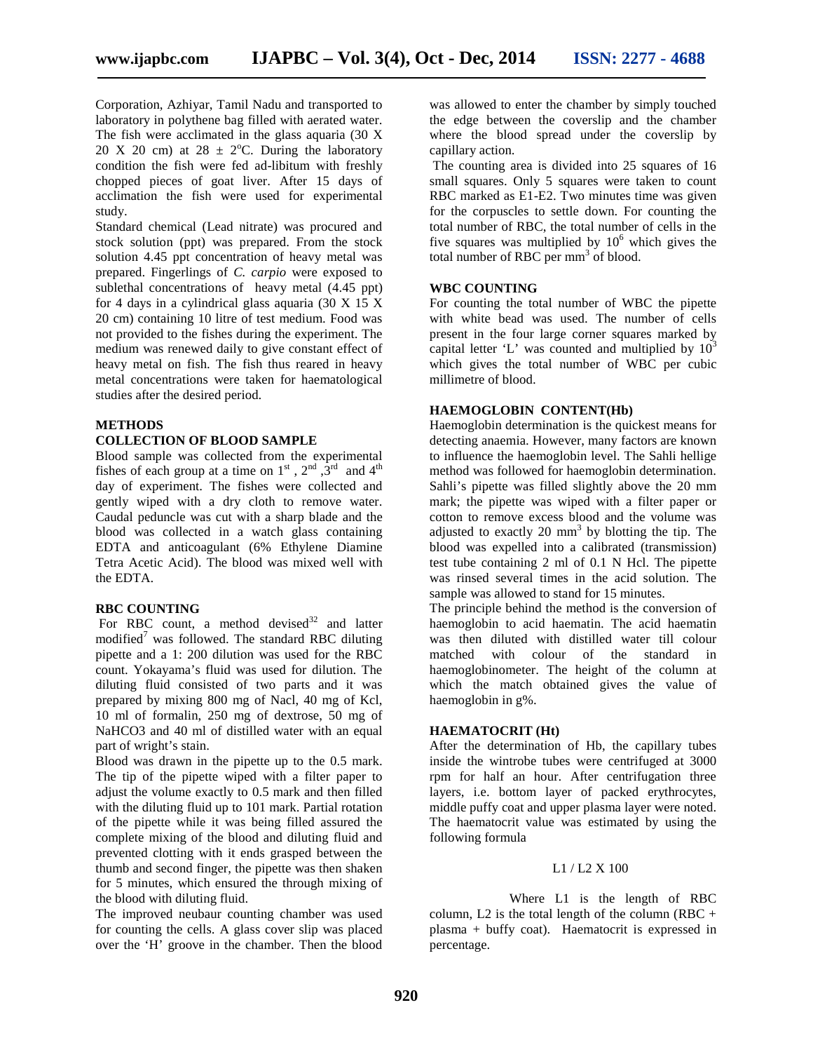Corporation, Azhiyar, Tamil Nadu and transported to laboratory in polythene bag filled with aerated water. The fish were acclimated in the glass aquaria (30 X 20 X 20 cm) at 28 ± 2°C. During the laboratory condition the fish were fed ad-libitum with freshly chopped pieces of goat liver. After 15 days of acclimation the fish were used for experimental study.

Standard chemical (Lead nitrate) was procured and stock solution (ppt) was prepared. From the stock solution 4.45 ppt concentration of heavy metal was prepared. Fingerlings of *C. carpio* were exposed to sublethal concentrations of heavy metal (4.45 ppt) for 4 days in a cylindrical glass aquaria (30 X 15 X 20 cm) containing 10 litre of test medium. Food was not provided to the fishes during the experiment. The medium was renewed daily to give constant effect of heavy metal on fish. The fish thus reared in heavy metal concentrations were taken for haematological studies after the desired period.

## METHODS

### COLLECTION OF BLOOD SAMPLE

Blood sample was collected from the experimental fishes of each group at a time on 1st, 2nd, 3rd and 4th day of experiment. The fishes were collected and gently wiped with a dry cloth to remove water. Caudal peduncle was cut with a sharp blade and the blood was collected in a watch glass containing EDTA and anticoagulant (6% Ethylene Diamine Tetra Acetic Acid). The blood was mixed well with the EDTA.

### RBC COUNTING

For RBC count, a method devised[32] and latter modified[7] was followed. The standard RBC diluting pipette and a 1: 200 dilution was used for the RBC count. Yokayama's fluid was used for dilution. The diluting fluid consisted of two parts and it was prepared by mixing 800 mg of Nacl, 40 mg of Kcl, 10 ml of formalin, 250 mg of dextrose, 50 mg of $NaHCO_3$ and 40 ml of distilled water with an equal part of wright's stain.

Blood was drawn in the pipette up to the 0.5 mark. The tip of the pipette wiped with a filter paper to adjust the volume exactly to 0.5 mark and then filled with the diluting fluid up to 101 mark. Partial rotation of the pipette while it was being filled assured the complete mixing of the blood and diluting fluid and prevented clotting with it ends grasped between the thumb and second finger, the pipette was then shaken for 5 minutes, which ensured the through mixing of the blood with diluting fluid.

The improved neubaur counting chamber was used for counting the cells. A glass cover slip was placed over the 'H' groove in the chamber. Then the blood was allowed to enter the chamber by simply touched the edge between the coverslip and the chamber where the blood spread under the coverslip by capillary action.

The counting area is divided into 25 squares of 16 small squares. Only 5 squares were taken to count RBC marked as E1-E2. Two minutes time was given for the corpuscles to settle down. For counting the total number of RBC, the total number of cells in the five squares was multiplied by $10^6$ which gives the total number of RBC per $mm^3$ of blood.

### WBC COUNTING

For counting the total number of WBC the pipette with white bead was used. The number of cells present in the four large corner squares marked by capital letter 'L' was counted and multiplied by $10^3$ which gives the total number of WBC per cubic millimetre of blood.

### HAEMOGLOBIN CONTENT(Hb)

Haemoglobin determination is the quickest means for detecting anaemia. However, many factors are known to influence the haemoglobin level. The Sahli hellige method was followed for haemoglobin determination. Sahli's pipette was filled slightly above the 20 mm mark; the pipette was wiped with a filter paper or cotton to remove excess blood and the volume was adjusted to exactly 20 $mm^3$ by blotting the tip. The blood was expelled into a calibrated (transmission) test tube containing 2 ml of 0.1 N Hcl. The pipette was rinsed several times in the acid solution. The sample was allowed to stand for 15 minutes.

The principle behind the method is the conversion of haemoglobin to acid haematin. The acid haematin was then diluted with distilled water till colour matched with colour of the standard in haemoglobinometer. The height of the column at which the match obtained gives the value of haemoglobin in g%.

### HAEMATOCRIT (Ht)

After the determination of Hb, the capillary tubes inside the wintrobe tubes were centrifuged at 3000 rpm for half an hour. After centrifugation three layers, i.e. bottom layer of packed erythrocytes, middle puffy coat and upper plasma layer were noted. The haematocrit value was estimated by using the following formula

$$L1 / L2 \times 100$$

Where L1 is the length of RBC column, L2 is the total length of the column (RBC + plasma + buffy coat). Haematocrit is expressed in percentage.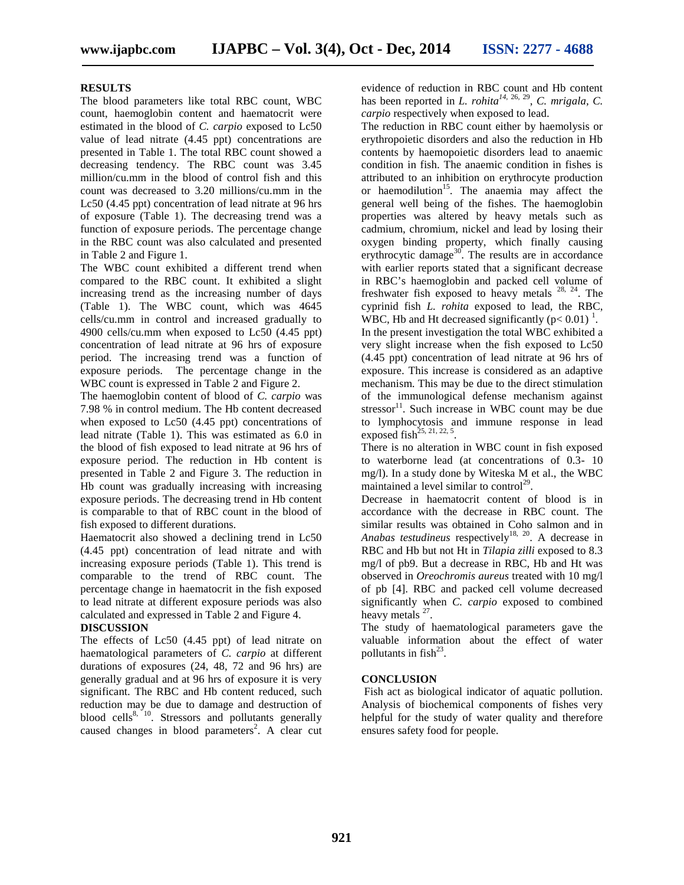## RESULTS

The blood parameters like total RBC count, WBC count, haemoglobin content and haematocrit were estimated in the blood of *C. carpio* exposed to Lc50 value of lead nitrate (4.45 ppt) concentrations are presented in Table 1. The total RBC count showed a decreasing tendency. The RBC count was 3.45 million/cu.mm in the blood of control fish and this count was decreased to 3.20 millions/cu.mm in the Lc50 (4.45 ppt) concentration of lead nitrate at 96 hrs of exposure (Table 1). The decreasing trend was a function of exposure periods. The percentage change in the RBC count was also calculated and presented in Table 2 and Figure 1.

The WBC count exhibited a different trend when compared to the RBC count. It exhibited a slight increasing trend as the increasing number of days (Table 1). The WBC count, which was 4645 cells/cu.mm in control and increased gradually to 4900 cells/cu.mm when exposed to Lc50 (4.45 ppt) concentration of lead nitrate at 96 hrs of exposure period. The increasing trend was a function of exposure periods. The percentage change in the WBC count is expressed in Table 2 and Figure 2.

The haemoglobin content of blood of *C. carpio* was 7.98 % in control medium. The Hb content decreased when exposed to Lc50 (4.45 ppt) concentrations of lead nitrate (Table 1). This was estimated as 6.0 in the blood of fish exposed to lead nitrate at 96 hrs of exposure period. The reduction in Hb content is presented in Table 2 and Figure 3. The reduction in Hb count was gradually increasing with increasing exposure periods. The decreasing trend in Hb content is comparable to that of RBC count in the blood of fish exposed to different durations.

Haematocrit also showed a declining trend in Lc50 (4.45 ppt) concentration of lead nitrate and with increasing exposure periods (Table 1). This trend is comparable to the trend of RBC count. The percentage change in haematocrit in the fish exposed to lead nitrate at different exposure periods was also calculated and expressed in Table 2 and Figure 4.

## DISCUSSION

The effects of Lc50 (4.45 ppt) of lead nitrate on haematological parameters of *C. carpio* at different durations of exposures (24, 48, 72 and 96 hrs) are generally gradual and at 96 hrs of exposure it is very significant. The RBC and Hb content reduced, such reduction may be due to damage and destruction of blood cells[8, 10]. Stressors and pollutants generally caused changes in blood parameters[2]. A clear cut evidence of reduction in RBC count and Hb content has been reported in *L. rohita*[14, 26, 29], *C. mrigala, C. carpio* respectively when exposed to lead.

The reduction in RBC count either by haemolysis or erythropoietic disorders and also the reduction in Hb contents by haemopoietic disorders lead to anaemic condition in fish. The anaemic condition in fishes is attributed to an inhibition on erythrocyte production or haemodilution[15]. The anaemia may affect the general well being of the fishes. The haemoglobin properties was altered by heavy metals such as cadmium, chromium, nickel and lead by losing their oxygen binding property, which finally causing erythrocytic damage[30]. The results are in accordance with earlier reports stated that a significant decrease in RBC's haemoglobin and packed cell volume of freshwater fish exposed to heavy metals [28, 24]. The cyprinid fish *L. rohita* exposed to lead, the RBC, WBC, Hb and Ht decreased significantly ($p < 0.01$) [1].

In the present investigation the total WBC exhibited a very slight increase when the fish exposed to Lc50 (4.45 ppt) concentration of lead nitrate at 96 hrs of exposure. This increase is considered as an adaptive mechanism. This may be due to the direct stimulation of the immunological defense mechanism against stressor[11]. Such increase in WBC count may be due to lymphocytosis and immune response in lead exposed fish[25, 21, 22, 5].

There is no alteration in WBC count in fish exposed to waterborne lead (at concentrations of 0.3- 10 mg/l). In a study done by Witeska M et al., the WBC maintained a level similar to control[29].

Decrease in haematocrit content of blood is in accordance with the decrease in RBC count. The similar results was obtained in Coho salmon and in *Anabas testudineus* respectively[18, 20]. A decrease in RBC and Hb but not Ht in *Tilapia zilli* exposed to 8.3 mg/l of pb9. But a decrease in RBC, Hb and Ht was observed in *Oreochromis aureus* treated with 10 mg/l of pb [4]. RBC and packed cell volume decreased significantly when *C. carpio* exposed to combined heavy metals [27].

The study of haematological parameters gave the valuable information about the effect of water pollutants in fish[23].

## CONCLUSION

Fish act as biological indicator of aquatic pollution. Analysis of biochemical components of fishes very helpful for the study of water quality and therefore ensures safety food for people.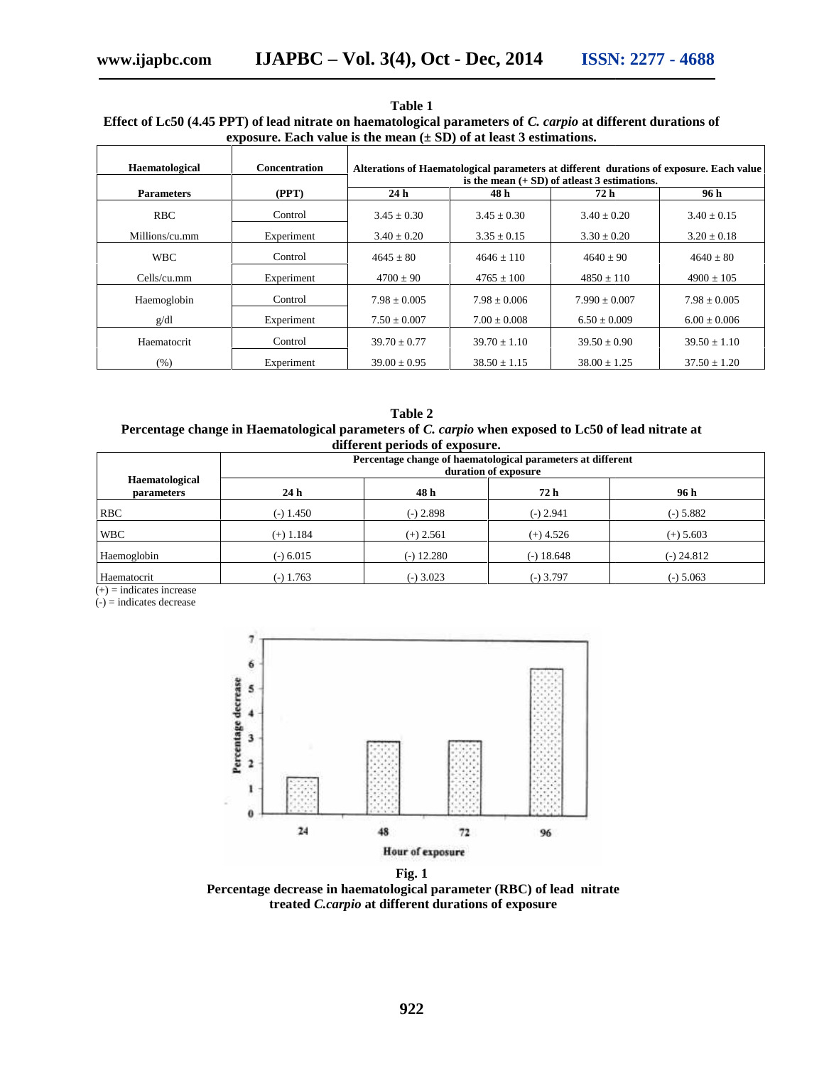**Table 1**
**Effect of Lc50 (4.45 PPT) of lead nitrate on haematological parameters of *C. carpio* at different durations of exposure. Each value is the mean (± SD) of at least 3 estimations.**

| Haematological Parameters | Concentration (PPT) | Alterations of Haematological parameters at different durations of exposure. Each value is the mean (+ SD) of atleast 3 estimations. | | | |
|---|---|---|---|---|---|
| | | 24 h | 48 h | 72 h | 96 h |
| RBC | Control | 3.45 ± 0.30 | 3.45 ± 0.30 | 3.40 ± 0.20 | 3.40 ± 0.15 |
| Millions/cu.mm | Experiment | 3.40 ± 0.20 | 3.35 ± 0.15 | 3.30 ± 0.20 | 3.20 ± 0.18 |
| WBC | Control | 4645 ± 80 | 4646 ± 110 | 4640 ± 90 | 4640 ± 80 |
| Cells/cu.mm | Experiment | 4700 ± 90 | 4765 ± 100 | 4850 ± 110 | 4900 ± 105 |
| Haemoglobin | Control | 7.98 ± 0.005 | 7.98 ± 0.006 | 7.990 ± 0.007 | 7.98 ± 0.005 |
| g/dl | Experiment | 7.50 ± 0.007 | 7.00 ± 0.008 | 6.50 ± 0.009 | 6.00 ± 0.006 |
| Haematocrit | Control | 39.70 ± 0.77 | 39.70 ± 1.10 | 39.50 ± 0.90 | 39.50 ± 1.10 |
| (%) | Experiment | 39.00 ± 0.95 | 38.50 ± 1.15 | 38.00 ± 1.25 | 37.50 ± 1.20 |

**Table 2**
**Percentage change in Haematological parameters of *C. carpio* when exposed to Lc50 of lead nitrate at different periods of exposure.**

| Haematological parameters | Percentage change of haematological parameters at different duration of exposure | | | |
|---|---|---|---|---|
| | 24 h | 48 h | 72 h | 96 h |
| RBC | (-) 1.450 | (-) 2.898 | (-) 2.941 | (-) 5.882 |
| WBC | (+) 1.184 | (+) 2.561 | (+) 4.526 | (+) 5.603 |
| Haemoglobin | (-) 6.015 | (-) 12.280 | (-) 18.648 | (-) 24.812 |
| Haematocrit | (-) 1.763 | (-) 3.023 | (-) 3.797 | (-) 5.063 |

(+) = indicates increase
(-) = indicates decrease

**Fig. 1**
**Percentage decrease in haematological parameter (RBC) of lead nitrate treated *C.carpio* at different durations of exposure**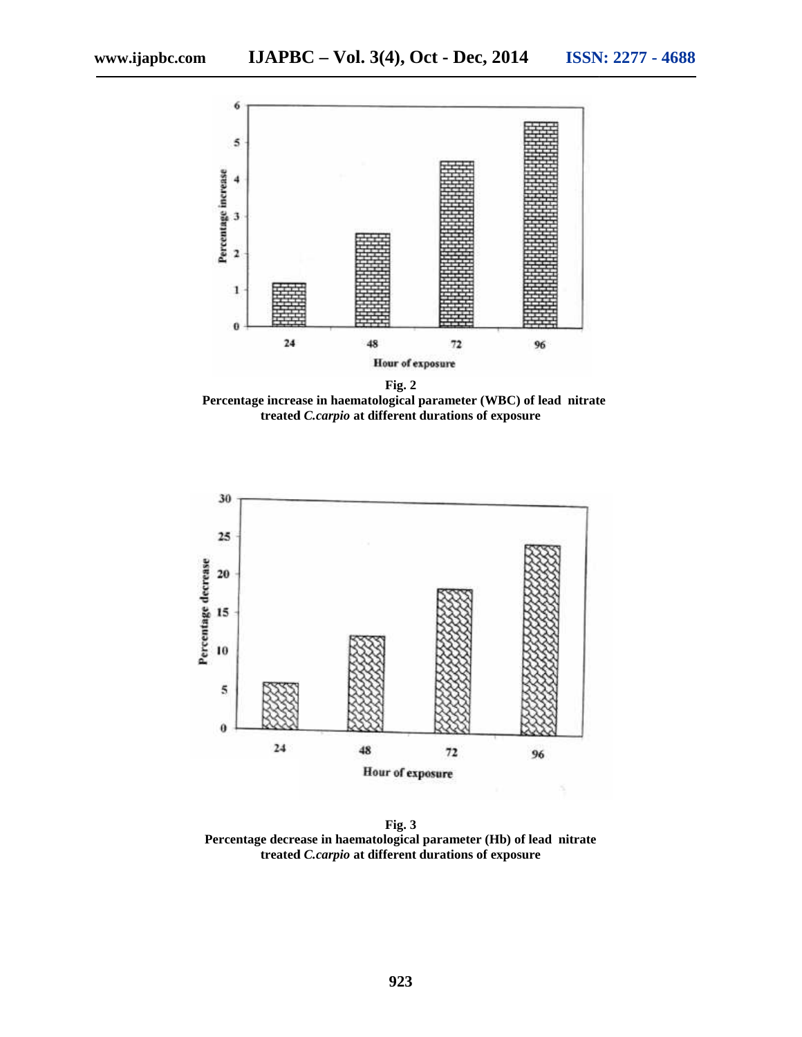**Fig. 2**
**Percentage increase in haematological parameter (WBC) of lead nitrate treated *C.carpio* at different durations of exposure**

**Fig. 3**
**Percentage decrease in haematological parameter (Hb) of lead nitrate treated *C.carpio* at different durations of exposure**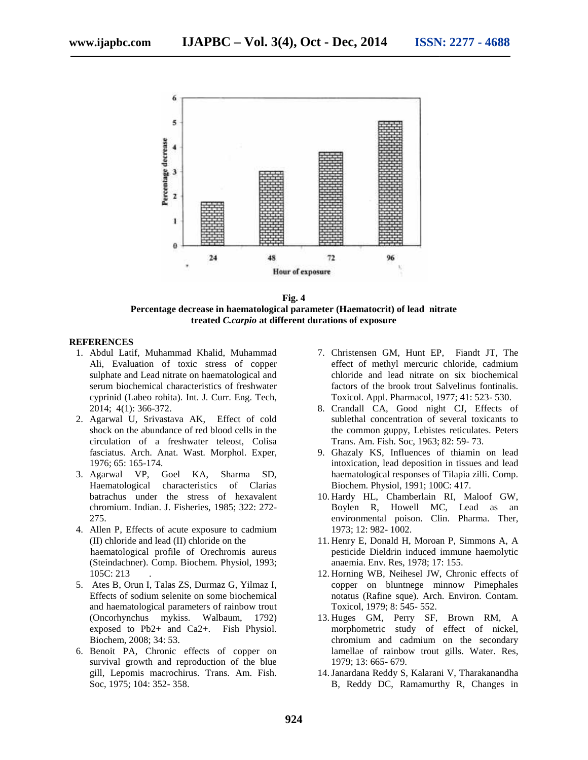**Fig. 4**
**Percentage decrease in haematological parameter (Haematocrit) of lead nitrate treated *C.carpio* at different durations of exposure**

## REFERENCES

1. Abdul Latif, Muhammad Khalid, Muhammad Ali, Evaluation of toxic stress of copper sulphate and Lead nitrate on haematological and serum biochemical characteristics of freshwater cyprinid (Labeo rohita). Int. J. Curr. Eng. Tech, 2014; 4(1): 366-372.
2. Agarwal U, Srivastava AK, Effect of cold shock on the abundance of red blood cells in the circulation of a freshwater teleost, Colisa fasciatus. Arch. Anat. Wast. Morphol. Exper, 1976; 65: 165-174.
3. Agarwal VP, Goel KA, Sharma SD, Haematological characteristics of Clarias batrachus under the stress of hexavalent chromium. Indian. J. Fisheries, 1985; 322: 272-275.
4. Allen P, Effects of acute exposure to cadmium (II) chloride and lead (II) chloride on the haematological profile of Orechromis aureus (Steindachner). Comp. Biochem. Physiol, 1993; 105C: 213 .
5. Ates B, Orun I, Talas ZS, Durmaz G, Yilmaz I, Effects of sodium selenite on some biochemical and haematological parameters of rainbow trout (Oncorhynchus mykiss. Walbaum, 1792) exposed to Pb2+ and Ca2+. Fish Physiol. Biochem, 2008; 34: 53.
6. Benoit PA, Chronic effects of copper on survival growth and reproduction of the blue gill, Lepomis macrochirus. Trans. Am. Fish. Soc, 1975; 104: 352- 358.
7. Christensen GM, Hunt EP, Fiandt JT, The effect of methyl mercuric chloride, cadmium chloride and lead nitrate on six biochemical factors of the brook trout Salvelinus fontinalis. Toxicol. Appl. Pharmacol, 1977; 41: 523- 530.
8. Crandall CA, Good night CJ, Effects of sublethal concentration of several toxicants to the common guppy, Lebistes reticulates. Peters Trans. Am. Fish. Soc, 1963; 82: 59- 73.
9. Ghazaly KS, Influences of thiamin on lead intoxication, lead deposition in tissues and lead haematological responses of Tilapia zilli. Comp. Biochem. Physiol, 1991; 100C: 417.
10. Hardy HL, Chamberlain RI, Maloof GW, Boylen R, Howell MC, Lead as an environmental poison. Clin. Pharma. Ther, 1973; 12: 982- 1002.
11. Henry E, Donald H, Moroan P, Simmons A, A pesticide Dieldrin induced immune haemolytic anaemia. Env. Res, 1978; 17: 155.
12. Horning WB, Neihesel JW, Chronic effects of copper on bluntnege minnow Pimephales notatus (Rafine sque). Arch. Environ. Contam. Toxicol, 1979; 8: 545- 552.
13. Huges GM, Perry SF, Brown RM, A morphometric study of effect of nickel, chromium and cadmium on the secondary lamellae of rainbow trout gills. Water. Res, 1979; 13: 665- 679.
14. Janardana Reddy S, Kalarani V, Tharakanandha B, Reddy DC, Ramamurthy R, Changes in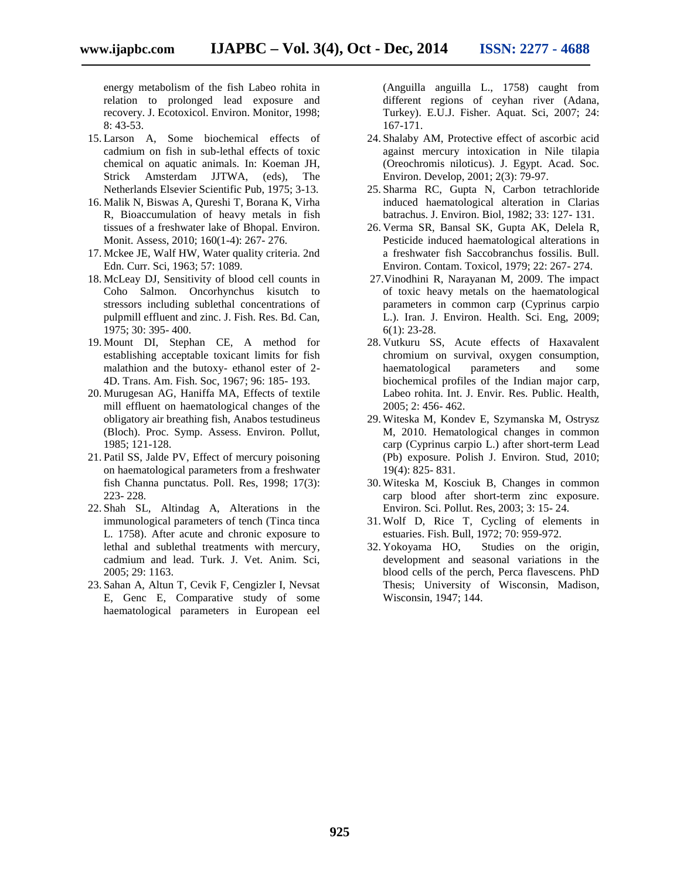energy metabolism of the fish Labeo rohita in relation to prolonged lead exposure and recovery. J. Ecotoxicol. Environ. Monitor, 1998; 8: 43-53.

15. Larson A, Some biochemical effects of cadmium on fish in sub-lethal effects of toxic chemical on aquatic animals. In: Koeman JH, Strick Amsterdam JJTWA, (eds), The Netherlands Elsevier Scientific Pub, 1975; 3-13.
16. Malik N, Biswas A, Qureshi T, Borana K, Virha R, Bioaccumulation of heavy metals in fish tissues of a freshwater lake of Bhopal. Environ. Monit. Assess, 2010; 160(1-4): 267- 276.
17. Mckee JE, Walf HW, Water quality criteria. 2nd Edn. Curr. Sci, 1963; 57: 1089.
18. McLeay DJ, Sensitivity of blood cell counts in Coho Salmon. Oncorhynchus kisutch to stressors including sublethal concentrations of pulpmill effluent and zinc. J. Fish. Res. Bd. Can, 1975; 30: 395- 400.
19. Mount DI, Stephan CE, A method for establishing acceptable toxicant limits for fish malathion and the butoxy- ethanol ester of 2-4D. Trans. Am. Fish. Soc, 1967; 96: 185- 193.
20. Murugesan AG, Haniffa MA, Effects of textile mill effluent on haematological changes of the obligatory air breathing fish, Anabos testudineus (Bloch). Proc. Symp. Assess. Environ. Pollut, 1985; 121-128.
21. Patil SS, Jalde PV, Effect of mercury poisoning on haematological parameters from a freshwater fish Channa punctatus. Poll. Res, 1998; 17(3): 223- 228.
22. Shah SL, Altindag A, Alterations in the immunological parameters of tench (Tinca tinca L. 1758). After acute and chronic exposure to lethal and sublethal treatments with mercury, cadmium and lead. Turk. J. Vet. Anim. Sci, 2005; 29: 1163.
23. Sahan A, Altun T, Cevik F, Cengizler I, Nevsat E, Genc E, Comparative study of some haematological parameters in European eel (Anguilla anguilla L., 1758) caught from different regions of ceyhan river (Adana, Turkey). E.U.J. Fisher. Aquat. Sci, 2007; 24: 167-171.
24. Shalaby AM, Protective effect of ascorbic acid against mercury intoxication in Nile tilapia (Oreochromis niloticus). J. Egypt. Acad. Soc. Environ. Develop, 2001; 2(3): 79-97.
25. Sharma RC, Gupta N, Carbon tetrachloride induced haematological alteration in Clarias batrachus. J. Environ. Biol, 1982; 33: 127- 131.
26. Verma SR, Bansal SK, Gupta AK, Delela R, Pesticide induced haematological alterations in a freshwater fish Saccobranchus fossilis. Bull. Environ. Contam. Toxicol, 1979; 22: 267- 274.
27. Vinodhini R, Narayanan M, 2009. The impact of toxic heavy metals on the haematological parameters in common carp (Cyprinus carpio L.). Iran. J. Environ. Health. Sci. Eng, 2009; 6(1): 23-28.
28. Vutkuru SS, Acute effects of Haxavalent chromium on survival, oxygen consumption, haematological parameters and some biochemical profiles of the Indian major carp, Labeo rohita. Int. J. Envir. Res. Public. Health, 2005; 2: 456- 462.
29. Witeska M, Kondev E, Szymanska M, Ostrysz M, 2010. Hematological changes in common carp (Cyprinus carpio L.) after short-term Lead (Pb) exposure. Polish J. Environ. Stud, 2010; 19(4): 825- 831.
30. Witeska M, Kosciuk B, Changes in common carp blood after short-term zinc exposure. Environ. Sci. Pollut. Res, 2003; 3: 15- 24.
31. Wolf D, Rice T, Cycling of elements in estuaries. Fish. Bull, 1972; 70: 959-972.
32. Yokoyama HO, Studies on the origin, development and seasonal variations in the blood cells of the perch, Perca flavescens. PhD Thesis; University of Wisconsin, Madison, Wisconsin, 1947; 144.